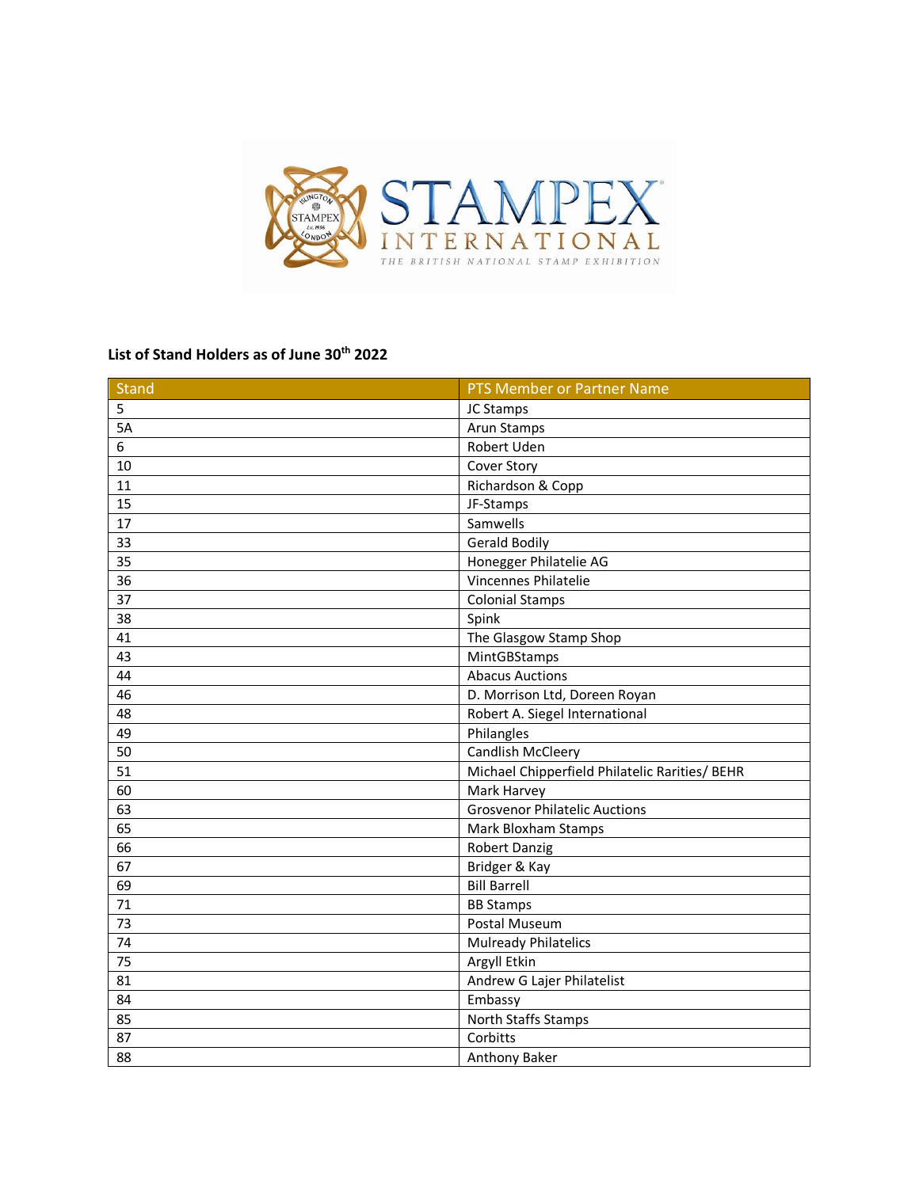**List of Stand Holders as of June 30th 2022**

| Stand | PTS Member or Partner Name |
|---|---|
| 5 | JC Stamps |
| 5A | Arun Stamps |
| 6 | Robert Uden |
| 10 | Cover Story |
| 11 | Richardson & Copp |
| 15 | JF-Stamps |
| 17 | Samwells |
| 33 | Gerald Bodily |
| 35 | Honegger Philatelie AG |
| 36 | Vincennes Philatelie |
| 37 | Colonial Stamps |
| 38 | Spink |
| 41 | The Glasgow Stamp Shop |
| 43 | MintGBStamps |
| 44 | Abacus Auctions |
| 46 | D. Morrison Ltd, Doreen Royan |
| 48 | Robert A. Siegel International |
| 49 | Philangles |
| 50 | Candlish McCleery |
| 51 | Michael Chipperfield Philatelic Rarities/ BEHR |
| 60 | Mark Harvey |
| 63 | Grosvenor Philatelic Auctions |
| 65 | Mark Bloxham Stamps |
| 66 | Robert Danzig |
| 67 | Bridger & Kay |
| 69 | Bill Barrell |
| 71 | BB Stamps |
| 73 | Postal Museum |
| 74 | Mulready Philatelics |
| 75 | Argyll Etkin |
| 81 | Andrew G Lajer Philatelist |
| 84 | Embassy |
| 85 | North Staffs Stamps |
| 87 | Corbitts |
| 88 | Anthony Baker |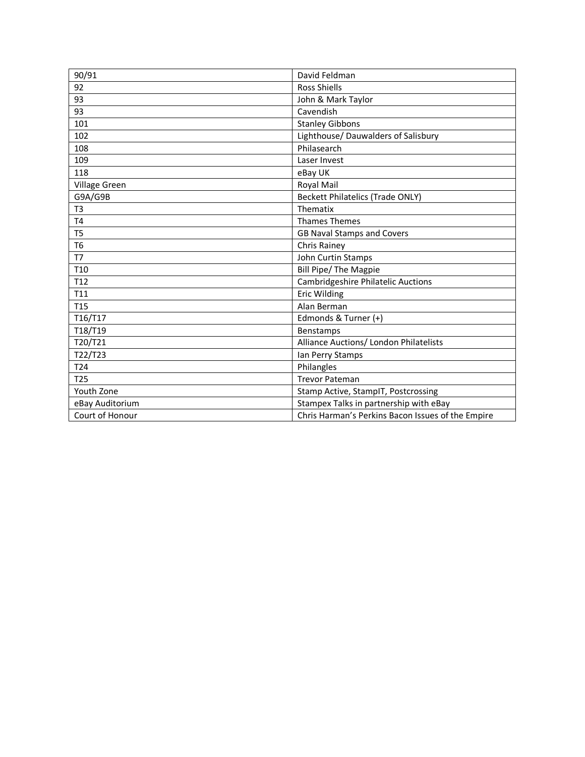| | |
|---|---|
| 90/91 | David Feldman |
| 92 | Ross Shiells |
| 93 | John & Mark Taylor |
| 93 | Cavendish |
| 101 | Stanley Gibbons |
| 102 | Lighthouse/ Dauwalders of Salisbury |
| 108 | Philasearch |
| 109 | Laser Invest |
| 118 | eBay UK |
| Village Green | Royal Mail |
| G9A/G9B | Beckett Philatelics (Trade ONLY) |
| T3 | Thematix |
| T4 | Thames Themes |
| T5 | GB Naval Stamps and Covers |
| T6 | Chris Rainey |
| T7 | John Curtin Stamps |
| T10 | Bill Pipe/ The Magpie |
| T12 | Cambridgeshire Philatelic Auctions |
| T11 | Eric Wilding |
| T15 | Alan Berman |
| T16/T17 | Edmonds & Turner (+) |
| T18/T19 | Benstamps |
| T20/T21 | Alliance Auctions/ London Philatelists |
| T22/T23 | Ian Perry Stamps |
| T24 | Philangles |
| T25 | Trevor Pateman |
| Youth Zone | Stamp Active, StampIT, Postcrossing |
| eBay Auditorium | Stampex Talks in partnership with eBay |
| Court of Honour | Chris Harman's Perkins Bacon Issues of the Empire |